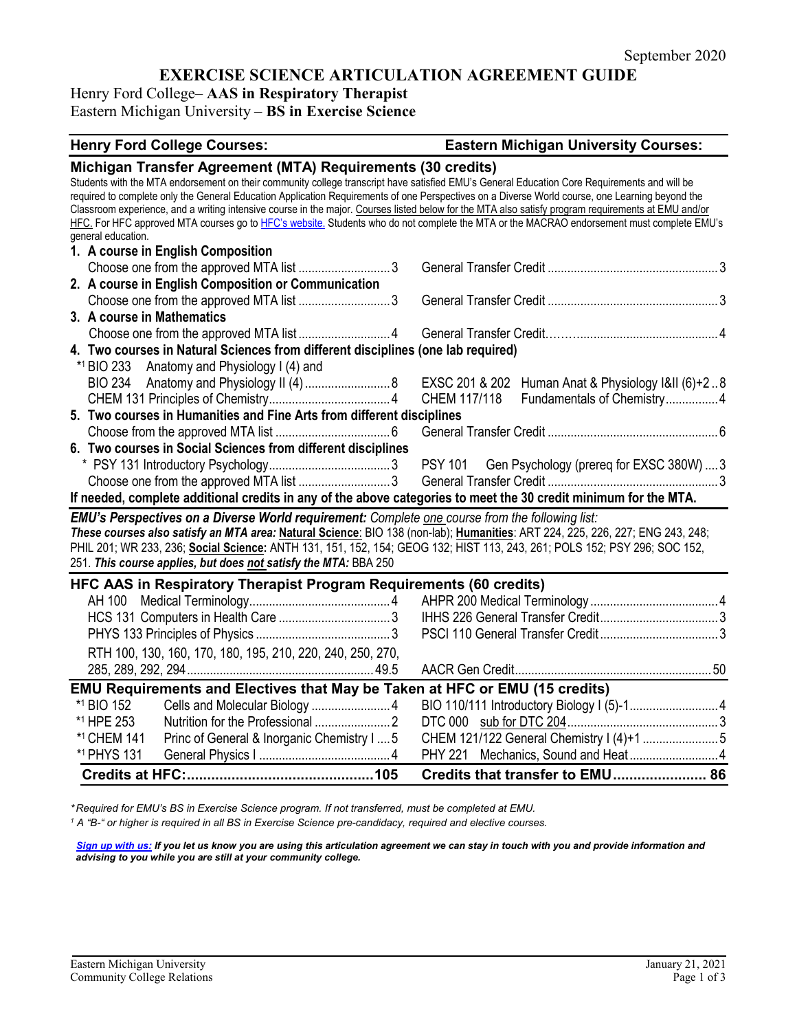September 2020

# EXERCISE SCIENCE ARTICULATION AGREEMENT GUIDE

Henry Ford College– **AAS in Respiratory Therapist**
Eastern Michigan University – **BS in Exercise Science**

| Henry Ford College Courses: | | Eastern Michigan University Courses: | |
|---|---|---|---|
| **Michigan Transfer Agreement (MTA) Requirements (30 credits)** | | | |

Students with the MTA endorsement on their community college transcript have satisfied EMU's General Education Core Requirements and will be required to complete only the General Education Application Requirements of one Perspectives on a Diverse World course, one Learning beyond the Classroom experience, and a writing intensive course in the major. Courses listed below for the MTA also satisfy program requirements at EMU and/or HFC. For HFC approved MTA courses go to HFC's website. Students who do not complete the MTA or the MACRAO endorsement must complete EMU's general education.

| Henry Ford College Courses | Credits | Eastern Michigan University Courses | Credits |
|---|---|---|---|
| **1. A course in English Composition** | | | |
| Choose one from the approved MTA list | 3 | General Transfer Credit | 3 |
| **2. A course in English Composition or Communication** | | | |
| Choose one from the approved MTA list | 3 | General Transfer Credit | 3 |
| **3. A course in Mathematics** | | | |
| Choose one from the approved MTA list | 4 | General Transfer Credit | 4 |
| **4. Two courses in Natural Sciences from different disciplines (one lab required)** | | | |
| *[1] BIO 233 Anatomy and Physiology I (4) and BIO 234 Anatomy and Physiology II (4) | 8 | EXSC 201 & 202 Human Anat & Physiology I&II (6)+2 | 8 |
| CHEM 131 Principles of Chemistry | 4 | CHEM 117/118 Fundamentals of Chemistry | 4 |
| **5. Two courses in Humanities and Fine Arts from different disciplines** | | | |
| Choose from the approved MTA list | 6 | General Transfer Credit | 6 |
| **6. Two courses in Social Sciences from different disciplines** | | | |
| * PSY 131 Introductory Psychology | 3 | PSY 101 Gen Psychology (prereq for EXSC 380W) | 3 |
| Choose one from the approved MTA list | 3 | General Transfer Credit | 3 |

**If needed, complete additional credits in any of the above categories to meet the 30 credit minimum for the MTA.**

***EMU's Perspectives on a Diverse World requirement:*** *Complete one course from the following list:*
***These courses also satisfy an MTA area:*** **Natural Science**: BIO 138 (non-lab); **Humanities**: ART 224, 225, 226, 227; ENG 243, 248; PHIL 201; WR 233, 236; **Social Science:** ANTH 131, 151, 152, 154; GEOG 132; HIST 113, 243, 261; POLS 152; PSY 296; SOC 152, 251. ***This course applies, but does not satisfy the MTA:*** BBA 250

## HFC AAS in Respiratory Therapist Program Requirements (60 credits)

| Henry Ford College Courses | Credits | Eastern Michigan University Courses | Credits |
|---|---|---|---|
| AH 100 Medical Terminology | 4 | AHPR 200 Medical Terminology | 4 |
| HCS 131 Computers in Health Care | 3 | IHHS 226 General Transfer Credit | 3 |
| PHYS 133 Principles of Physics | 3 | PSCI 110 General Transfer Credit | 3 |
| RTH 100, 130, 160, 170, 180, 195, 210, 220, 240, 250, 270, 285, 289, 292, 294 | 49.5 | AACR Gen Credit | 50 |

## EMU Requirements and Electives that May be Taken at HFC or EMU (15 credits)

| Henry Ford College Courses | Credits | Eastern Michigan University Courses | Credits |
|---|---|---|---|
| *[1] BIO 152 Cells and Molecular Biology | 4 | BIO 110/111 Introductory Biology I (5)-1 | 4 |
| *[1] HPE 253 Nutrition for the Professional | 2 | DTC 000 sub for DTC 204 | 3 |
| *[1] CHEM 141 Princ of General & Inorganic Chemistry I | 5 | CHEM 121/122 General Chemistry I (4)+1 | 5 |
| *[1] PHYS 131 General Physics I | 4 | PHY 221 Mechanics, Sound and Heat | 4 |
| **Credits at HFC:** | **105** | **Credits that transfer to EMU** | **86** |

*\*Required for EMU's BS in Exercise Science program. If not transferred, must be completed at EMU.*
*[1] A "B-" or higher is required in all BS in Exercise Science pre-candidacy, required and elective courses.*

***Sign up with us:*** ***If you let us know you are using this articulation agreement we can stay in touch with you and provide information and advising to you while you are still at your community college.***

Eastern Michigan University
Community College Relations

January 21, 2021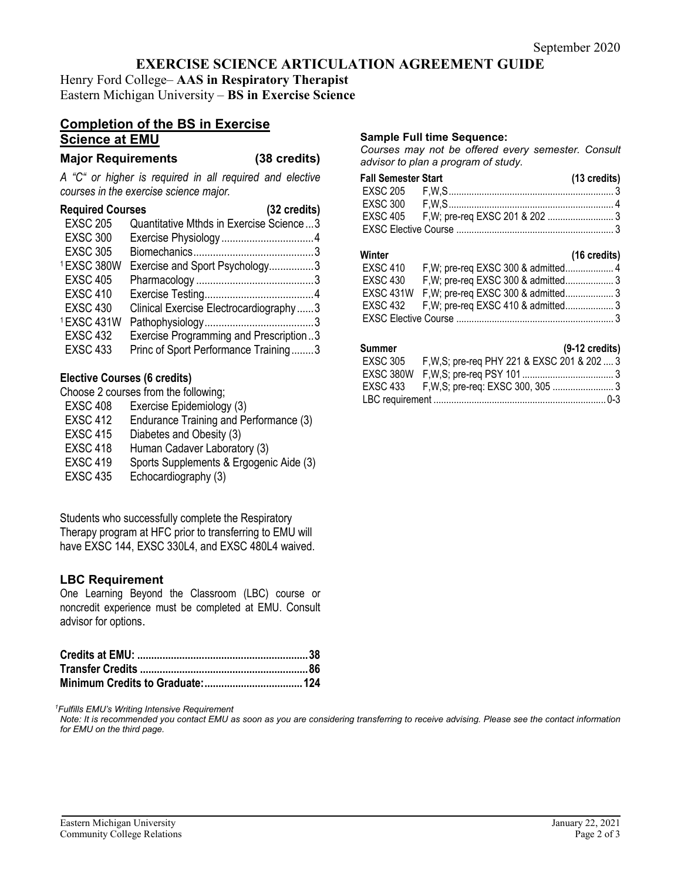September 2020

# EXERCISE SCIENCE ARTICULATION AGREEMENT GUIDE

Henry Ford College– **AAS in Respiratory Therapist**
Eastern Michigan University – **BS in Exercise Science**

## Completion of the BS in Exercise Science at EMU

### Major Requirements (38 credits)

*A "C" or higher is required in all required and elective courses in the exercise science major.*

**Required Courses (32 credits)**

| Course | Title | Credits |
|---|---|---|
| EXSC 205 | Quantitative Mthds in Exercise Science | 3 |
| EXSC 300 | Exercise Physiology | 4 |
| EXSC 305 | Biomechanics | 3 |
| [1]EXSC 380W | Exercise and Sport Psychology | 3 |
| EXSC 405 | Pharmacology | 3 |
| EXSC 410 | Exercise Testing | 4 |
| EXSC 430 | Clinical Exercise Electrocardiography | 3 |
| [1]EXSC 431W | Pathophysiology | 3 |
| EXSC 432 | Exercise Programming and Prescription | 3 |
| EXSC 433 | Princ of Sport Performance Training | 3 |

**Elective Courses (6 credits)**

Choose 2 courses from the following;

- EXSC 408 Exercise Epidemiology (3)
- EXSC 412 Endurance Training and Performance (3)
- EXSC 415 Diabetes and Obesity (3)
- EXSC 418 Human Cadaver Laboratory (3)
- EXSC 419 Sports Supplements & Ergogenic Aide (3)
- EXSC 435 Echocardiography (3)

Students who successfully complete the Respiratory Therapy program at HFC prior to transferring to EMU will have EXSC 144, EXSC 330L4, and EXSC 480L4 waived.

### LBC Requirement

One Learning Beyond the Classroom (LBC) course or noncredit experience must be completed at EMU. Consult advisor for options.

| | |
|---|---|
| **Credits at EMU:** | **38** |
| **Transfer Credits** | **86** |
| **Minimum Credits to Graduate:** | **124** |

### Sample Full time Sequence:

*Courses may not be offered every semester. Consult advisor to plan a program of study.*

**Fall Semester Start (13 credits)**

| Course | Offered / Prerequisites | Credits |
|---|---|---|
| EXSC 205 | F,W,S | 3 |
| EXSC 300 | F,W,S | 4 |
| EXSC 405 | F,W; pre-req EXSC 201 & 202 | 3 |
| EXSC Elective Course | | 3 |

**Winter (16 credits)**

| Course | Offered / Prerequisites | Credits |
|---|---|---|
| EXSC 410 | F,W; pre-req EXSC 300 & admitted | 4 |
| EXSC 430 | F,W; pre-req EXSC 300 & admitted | 3 |
| EXSC 431W | F,W; pre-req EXSC 300 & admitted | 3 |
| EXSC 432 | F,W; pre-req EXSC 410 & admitted | 3 |
| EXSC Elective Course | | 3 |

**Summer (9-12 credits)**

| Course | Offered / Prerequisites | Credits |
|---|---|---|
| EXSC 305 | F,W,S; pre-req PHY 221 & EXSC 201 & 202 | 3 |
| EXSC 380W | F,W,S; pre-req PSY 101 | 3 |
| EXSC 433 | F,W,S; pre-req: EXSC 300, 305 | 3 |
| LBC requirement | | 0-3 |

[1]*Fulfills EMU's Writing Intensive Requirement*

*Note: It is recommended you contact EMU as soon as you are considering transferring to receive advising. Please see the contact information for EMU on the third page.*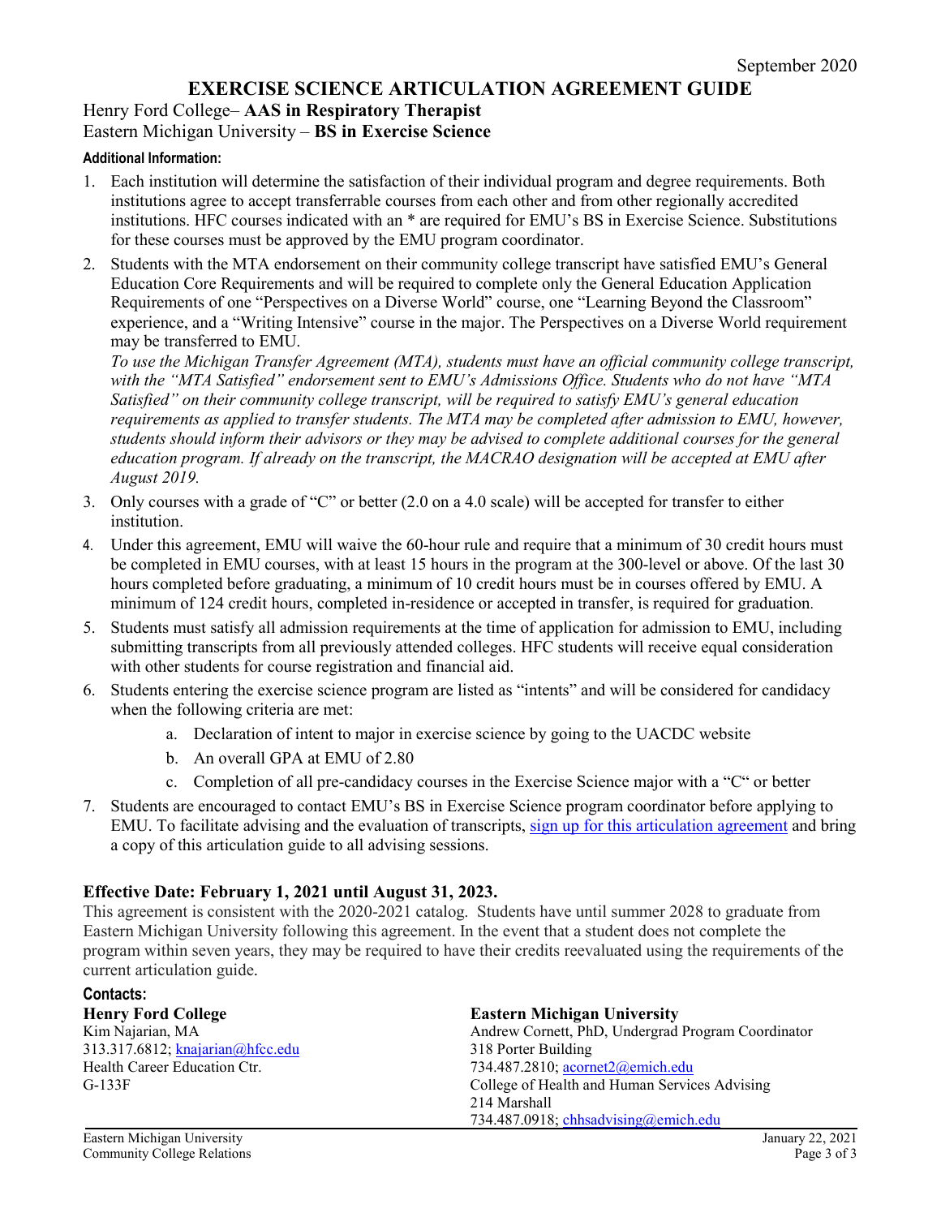September 2020

# EXERCISE SCIENCE ARTICULATION AGREEMENT GUIDE

Henry Ford College– **AAS in Respiratory Therapist**
Eastern Michigan University – **BS in Exercise Science**

**Additional Information:**

1. Each institution will determine the satisfaction of their individual program and degree requirements. Both institutions agree to accept transferrable courses from each other and from other regionally accredited institutions. HFC courses indicated with an * are required for EMU's BS in Exercise Science. Substitutions for these courses must be approved by the EMU program coordinator.
2. Students with the MTA endorsement on their community college transcript have satisfied EMU's General Education Core Requirements and will be required to complete only the General Education Application Requirements of one "Perspectives on a Diverse World" course, one "Learning Beyond the Classroom" experience, and a "Writing Intensive" course in the major. The Perspectives on a Diverse World requirement may be transferred to EMU.
   *To use the Michigan Transfer Agreement (MTA), students must have an official community college transcript, with the "MTA Satisfied" endorsement sent to EMU's Admissions Office. Students who do not have "MTA Satisfied" on their community college transcript, will be required to satisfy EMU's general education requirements as applied to transfer students. The MTA may be completed after admission to EMU, however, students should inform their advisors or they may be advised to complete additional courses for the general education program. If already on the transcript, the MACRAO designation will be accepted at EMU after August 2019.*
3. Only courses with a grade of "C" or better (2.0 on a 4.0 scale) will be accepted for transfer to either institution.
4. Under this agreement, EMU will waive the 60-hour rule and require that a minimum of 30 credit hours must be completed in EMU courses, with at least 15 hours in the program at the 300-level or above. Of the last 30 hours completed before graduating, a minimum of 10 credit hours must be in courses offered by EMU. A minimum of 124 credit hours, completed in-residence or accepted in transfer, is required for graduation.
5. Students must satisfy all admission requirements at the time of application for admission to EMU, including submitting transcripts from all previously attended colleges. HFC students will receive equal consideration with other students for course registration and financial aid.
6. Students entering the exercise science program are listed as "intents" and will be considered for candidacy when the following criteria are met:
   a. Declaration of intent to major in exercise science by going to the UACDC website
   b. An overall GPA at EMU of 2.80
   c. Completion of all pre-candidacy courses in the Exercise Science major with a "C" or better
7. Students are encouraged to contact EMU's BS in Exercise Science program coordinator before applying to EMU. To facilitate advising and the evaluation of transcripts, sign up for this articulation agreement and bring a copy of this articulation guide to all advising sessions.

## Effective Date: February 1, 2021 until August 31, 2023.

This agreement is consistent with the 2020-2021 catalog. Students have until summer 2028 to graduate from Eastern Michigan University following this agreement. In the event that a student does not complete the program within seven years, they may be required to have their credits reevaluated using the requirements of the current articulation guide.

**Contacts:**

**Henry Ford College**
Kim Najarian, MA
313.317.6812; knajarian@hfcc.edu
Health Career Education Ctr.
G-133F

**Eastern Michigan University**
Andrew Cornett, PhD, Undergrad Program Coordinator
318 Porter Building
734.487.2810; acornet2@emich.edu
College of Health and Human Services Advising
214 Marshall
734.487.0918; chhsadvising@emich.edu